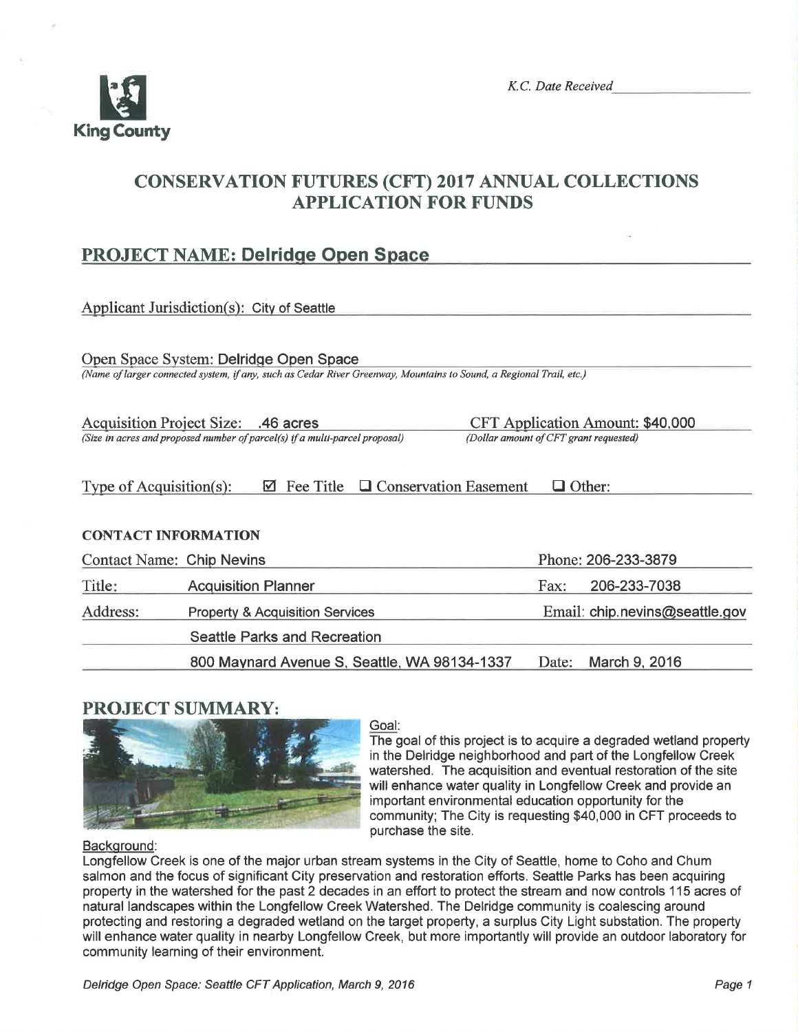King County

*K.C. Date Received*

# CONSERVATION FUTURES (CFT) 2017 ANNUAL COLLECTIONS APPLICATION FOR FUNDS

## PROJECT NAME: Delridge Open Space

Applicant Jurisdiction(s): City of Seattle

Open Space System: Delridge Open Space
*(Name of larger connected system, if any, such as Cedar River Greenway, Mountains to Sound, a Regional Trail, etc.)*

Acquisition Project Size: .46 acres
*(Size in acres and proposed number of parcel(s) if a multi-parcel proposal)*

CFT Application Amount: $40,000
*(Dollar amount of CFT grant requested)*

Type of Acquisition(s): ☑ Fee Title ☐ Conservation Easement ☐ Other:

### CONTACT INFORMATION

| | | | |
|---|---|---|---|
| Contact Name: | Chip Nevins | Phone: | 206-233-3879 |
| Title: | Acquisition Planner | Fax: | 206-233-7038 |
| Address: | Property & Acquisition Services | Email: | chip.nevins@seattle.gov |
| | Seattle Parks and Recreation | | |
| | 800 Maynard Avenue S, Seattle, WA 98134-1337 | Date: | March 9, 2016 |

## PROJECT SUMMARY:

Goal:
The goal of this project is to acquire a degraded wetland property in the Delridge neighborhood and part of the Longfellow Creek watershed. The acquisition and eventual restoration of the site will enhance water quality in Longfellow Creek and provide an important environmental education opportunity for the community; The City is requesting $40,000 in CFT proceeds to purchase the site.

Background:
Longfellow Creek is one of the major urban stream systems in the City of Seattle, home to Coho and Chum salmon and the focus of significant City preservation and restoration efforts. Seattle Parks has been acquiring property in the watershed for the past 2 decades in an effort to protect the stream and now controls 115 acres of natural landscapes within the Longfellow Creek Watershed. The Delridge community is coalescing around protecting and restoring a degraded wetland on the target property, a surplus City Light substation. The property will enhance water quality in nearby Longfellow Creek, but more importantly will provide an outdoor laboratory for community learning of their environment.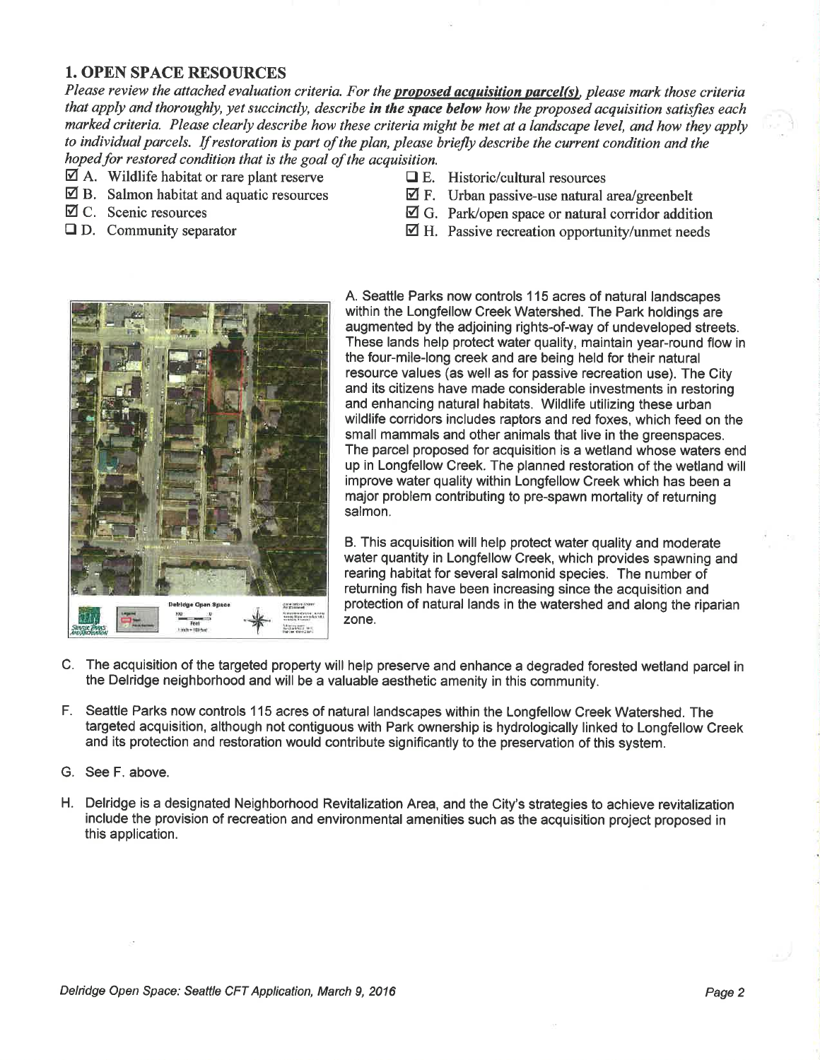## 1. OPEN SPACE RESOURCES

*Please review the attached evaluation criteria. For the* ***proposed acquisition parcel(s)****, please mark those criteria that apply and thoroughly, yet succinctly, describe* ***in the space below*** *how the proposed acquisition satisfies each marked criteria. Please clearly describe how these criteria might be met at a landscape level, and how they apply to individual parcels. If restoration is part of the plan, please briefly describe the current condition and the hoped for restored condition that is the goal of the acquisition.*

- ☑ A. Wildlife habitat or rare plant reserve
- ☑ B. Salmon habitat and aquatic resources
- ☑ C. Scenic resources
- ☐ D. Community separator
- ☐ E. Historic/cultural resources
- ☑ F. Urban passive-use natural area/greenbelt
- ☑ G. Park/open space or natural corridor addition
- ☑ H. Passive recreation opportunity/unmet needs

A. Seattle Parks now controls 115 acres of natural landscapes within the Longfellow Creek Watershed. The Park holdings are augmented by the adjoining rights-of-way of undeveloped streets. These lands help protect water quality, maintain year-round flow in the four-mile-long creek and are being held for their natural resource values (as well as for passive recreation use). The City and its citizens have made considerable investments in restoring and enhancing natural habitats. Wildlife utilizing these urban wildlife corridors includes raptors and red foxes, which feed on the small mammals and other animals that live in the greenspaces. The parcel proposed for acquisition is a wetland whose waters end up in Longfellow Creek. The planned restoration of the wetland will improve water quality within Longfellow Creek which has been a major problem contributing to pre-spawn mortality of returning salmon.

B. This acquisition will help protect water quality and moderate water quantity in Longfellow Creek, which provides spawning and rearing habitat for several salmonid species. The number of returning fish have been increasing since the acquisition and protection of natural lands in the watershed and along the riparian zone.

C. The acquisition of the targeted property will help preserve and enhance a degraded forested wetland parcel in the Delridge neighborhood and will be a valuable aesthetic amenity in this community.

F. Seattle Parks now controls 115 acres of natural landscapes within the Longfellow Creek Watershed. The targeted acquisition, although not contiguous with Park ownership is hydrologically linked to Longfellow Creek and its protection and restoration would contribute significantly to the preservation of this system.

G. See F. above.

H. Delridge is a designated Neighborhood Revitalization Area, and the City's strategies to achieve revitalization include the provision of recreation and environmental amenities such as the acquisition project proposed in this application.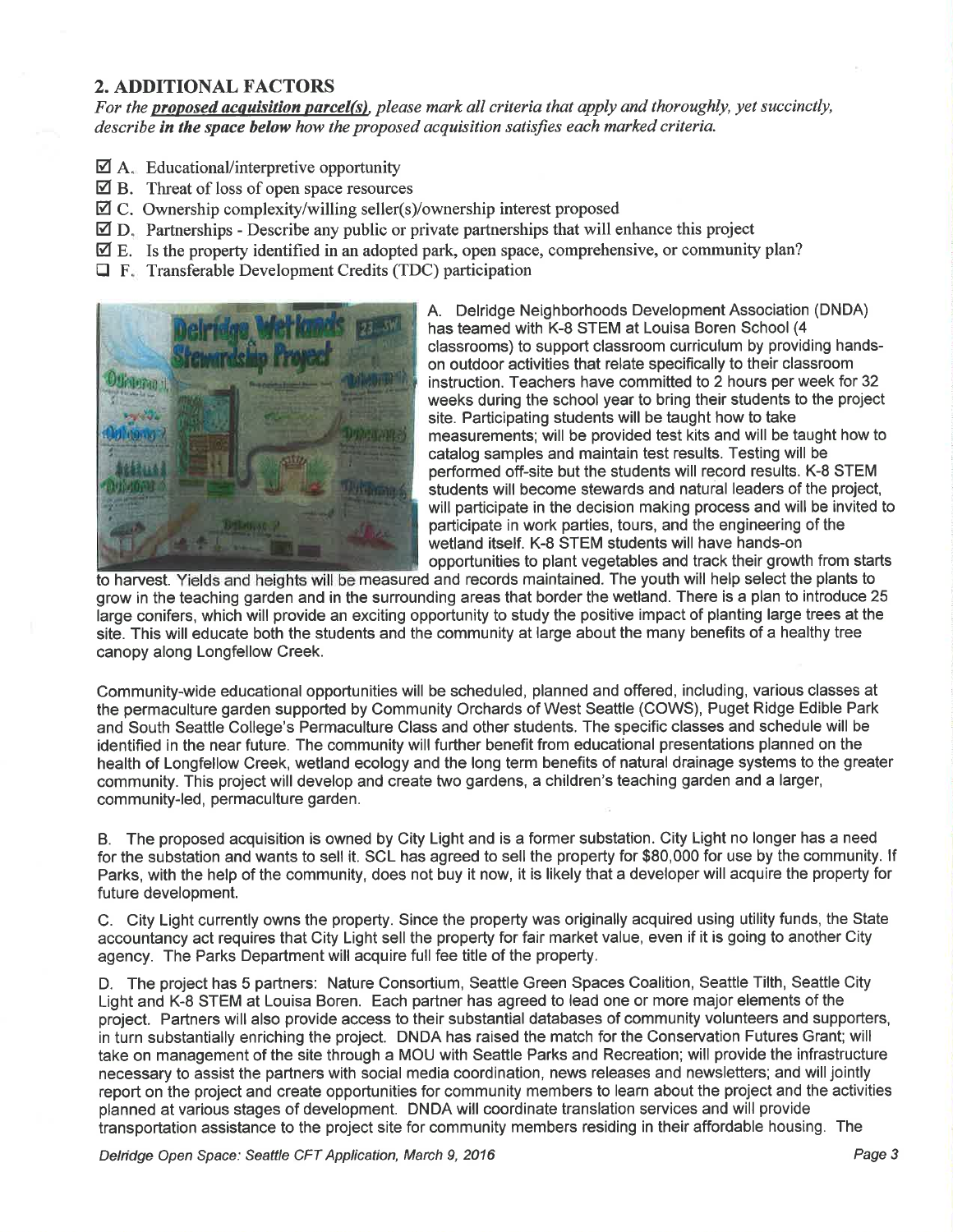## 2. ADDITIONAL FACTORS

*For the **proposed acquisition parcel(s)**, please mark all criteria that apply and thoroughly, yet succinctly, describe **in the space below** how the proposed acquisition satisfies each marked criteria.*

- ☑ A. Educational/interpretive opportunity
- ☑ B. Threat of loss of open space resources
- ☑ C. Ownership complexity/willing seller(s)/ownership interest proposed
- ☑ D. Partnerships - Describe any public or private partnerships that will enhance this project
- ☑ E. Is the property identified in an adopted park, open space, comprehensive, or community plan?
- ☐ F. Transferable Development Credits (TDC) participation

A. Delridge Neighborhoods Development Association (DNDA) has teamed with K-8 STEM at Louisa Boren School (4 classrooms) to support classroom curriculum by providing hands-on outdoor activities that relate specifically to their classroom instruction. Teachers have committed to 2 hours per week for 32 weeks during the school year to bring their students to the project site. Participating students will be taught how to take measurements; will be provided test kits and will be taught how to catalog samples and maintain test results. Testing will be performed off-site but the students will record results. K-8 STEM students will become stewards and natural leaders of the project, will participate in the decision making process and will be invited to participate in work parties, tours, and the engineering of the wetland itself. K-8 STEM students will have hands-on opportunities to plant vegetables and track their growth from starts to harvest. Yields and heights will be measured and records maintained. The youth will help select the plants to grow in the teaching garden and in the surrounding areas that border the wetland. There is a plan to introduce 25 large conifers, which will provide an exciting opportunity to study the positive impact of planting large trees at the site. This will educate both the students and the community at large about the many benefits of a healthy tree canopy along Longfellow Creek.

Community-wide educational opportunities will be scheduled, planned and offered, including, various classes at the permaculture garden supported by Community Orchards of West Seattle (COWS), Puget Ridge Edible Park and South Seattle College's Permaculture Class and other students. The specific classes and schedule will be identified in the near future. The community will further benefit from educational presentations planned on the health of Longfellow Creek, wetland ecology and the long term benefits of natural drainage systems to the greater community. This project will develop and create two gardens, a children's teaching garden and a larger, community-led, permaculture garden.

B. The proposed acquisition is owned by City Light and is a former substation. City Light no longer has a need for the substation and wants to sell it. SCL has agreed to sell the property for $80,000 for use by the community. If Parks, with the help of the community, does not buy it now, it is likely that a developer will acquire the property for future development.

C. City Light currently owns the property. Since the property was originally acquired using utility funds, the State accountancy act requires that City Light sell the property for fair market value, even if it is going to another City agency. The Parks Department will acquire full fee title of the property.

D. The project has 5 partners: Nature Consortium, Seattle Green Spaces Coalition, Seattle Tilth, Seattle City Light and K-8 STEM at Louisa Boren. Each partner has agreed to lead one or more major elements of the project. Partners will also provide access to their substantial databases of community volunteers and supporters, in turn substantially enriching the project. DNDA has raised the match for the Conservation Futures Grant; will take on management of the site through a MOU with Seattle Parks and Recreation; will provide the infrastructure necessary to assist the partners with social media coordination, news releases and newsletters; and will jointly report on the project and create opportunities for community members to learn about the project and the activities planned at various stages of development. DNDA will coordinate translation services and will provide transportation assistance to the project site for community members residing in their affordable housing. The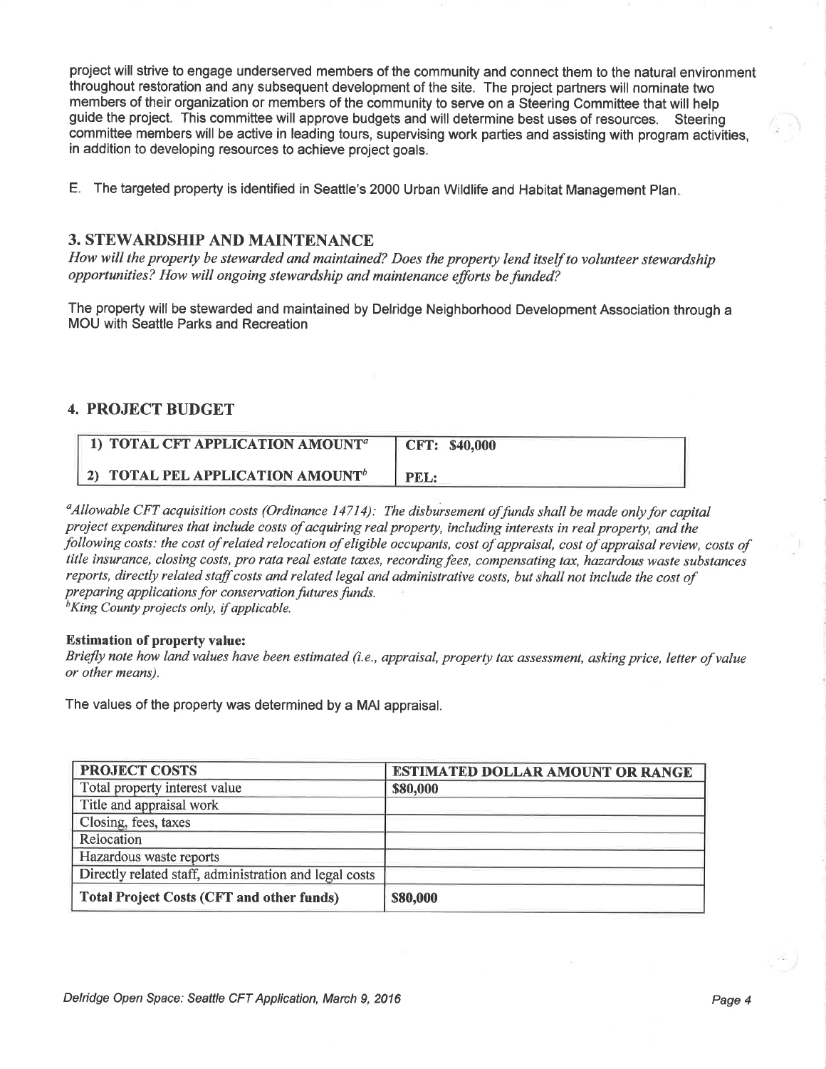project will strive to engage underserved members of the community and connect them to the natural environment throughout restoration and any subsequent development of the site. The project partners will nominate two members of their organization or members of the community to serve on a Steering Committee that will help guide the project. This committee will approve budgets and will determine best uses of resources. Steering committee members will be active in leading tours, supervising work parties and assisting with program activities, in addition to developing resources to achieve project goals.

E. The targeted property is identified in Seattle's 2000 Urban Wildlife and Habitat Management Plan.

## 3. STEWARDSHIP AND MAINTENANCE

*How will the property be stewarded and maintained? Does the property lend itself to volunteer stewardship opportunities? How will ongoing stewardship and maintenance efforts be funded?*

The property will be stewarded and maintained by Delridge Neighborhood Development Association through a MOU with Seattle Parks and Recreation

## 4. PROJECT BUDGET

| **1) TOTAL CFT APPLICATION AMOUNT[a]** | **CFT: $40,000** |
|---|---|
| **2) TOTAL PEL APPLICATION AMOUNT[b]** | **PEL:** |

*[a]Allowable CFT acquisition costs (Ordinance 14714): The disbursement of funds shall be made only for capital project expenditures that include costs of acquiring real property, including interests in real property, and the following costs: the cost of related relocation of eligible occupants, cost of appraisal, cost of appraisal review, costs of title insurance, closing costs, pro rata real estate taxes, recording fees, compensating tax, hazardous waste substances reports, directly related staff costs and related legal and administrative costs, but shall not include the cost of preparing applications for conservation futures funds.*
*[b]King County projects only, if applicable.*

**Estimation of property value:**
*Briefly note how land values have been estimated (i.e., appraisal, property tax assessment, asking price, letter of value or other means).*

The values of the property was determined by a MAI appraisal.

| PROJECT COSTS | ESTIMATED DOLLAR AMOUNT OR RANGE |
|---|---|
| Total property interest value | **$80,000** |
| Title and appraisal work | |
| Closing, fees, taxes | |
| Relocation | |
| Hazardous waste reports | |
| Directly related staff, administration and legal costs | |
| **Total Project Costs (CFT and other funds)** | **$80,000** |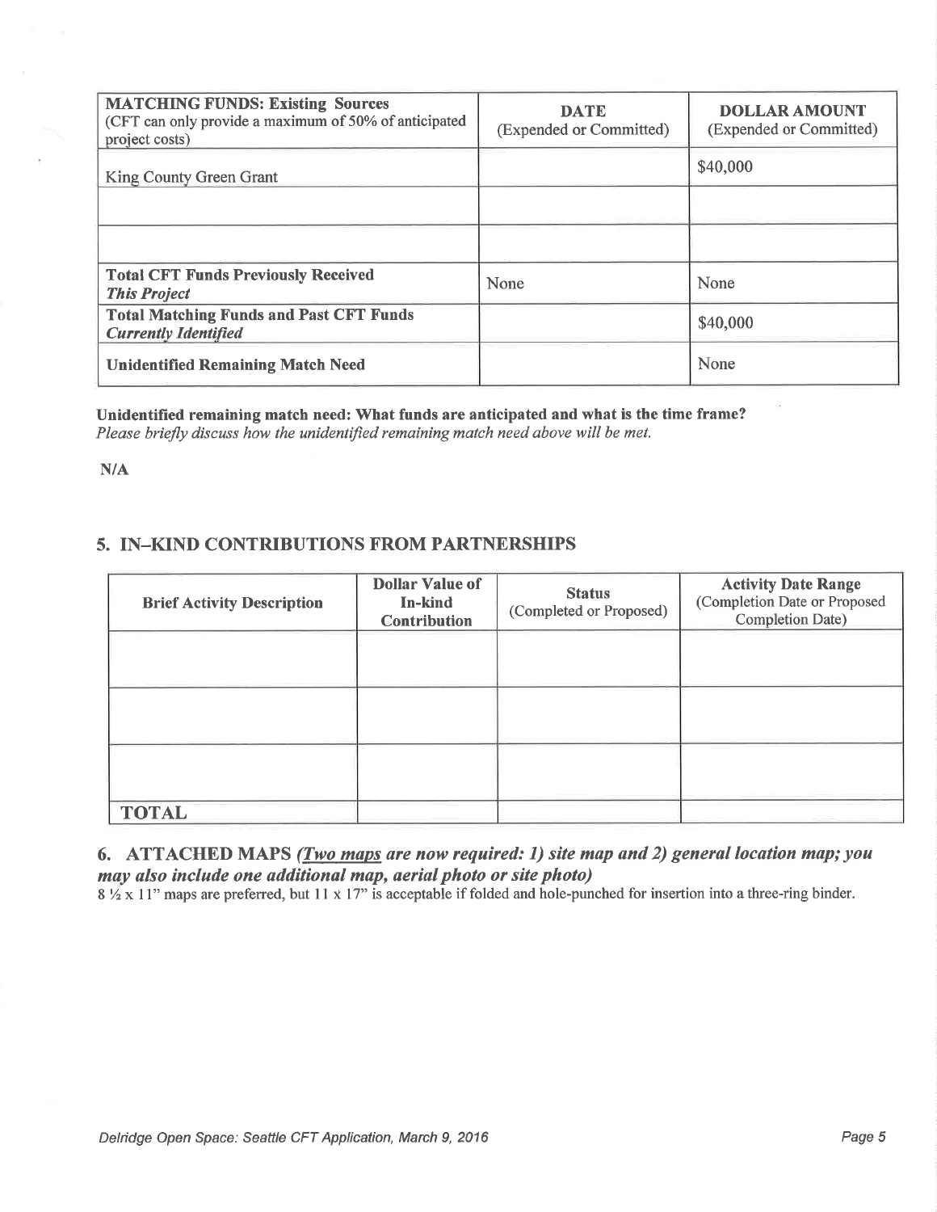| **MATCHING FUNDS: Existing Sources** (CFT can only provide a maximum of 50% of anticipated project costs) | **DATE** (Expended or Committed) | **DOLLAR AMOUNT** (Expended or Committed) |
|---|---|---|
| King County Green Grant | | $40,000 |
| | | |
| | | |
| **Total CFT Funds Previously Received** ***This Project*** | None | None |
| **Total Matching Funds and Past CFT Funds** ***Currently Identified*** | | $40,000 |
| **Unidentified Remaining Match Need** | | None |

**Unidentified remaining match need: What funds are anticipated and what is the time frame?**
*Please briefly discuss how the unidentified remaining match need above will be met.*

N/A

## 5. IN–KIND CONTRIBUTIONS FROM PARTNERSHIPS

| Brief Activity Description | Dollar Value of In-kind Contribution | Status (Completed or Proposed) | Activity Date Range (Completion Date or Proposed Completion Date) |
|---|---|---|---|
| | | | |
| | | | |
| | | | |
| **TOTAL** | | | |

## 6. ATTACHED MAPS *(Two maps are now required: 1) site map and 2) general location map; you may also include one additional map, aerial photo or site photo)*

8 ½ x 11" maps are preferred, but 11 x 17" is acceptable if folded and hole-punched for insertion into a three-ring binder.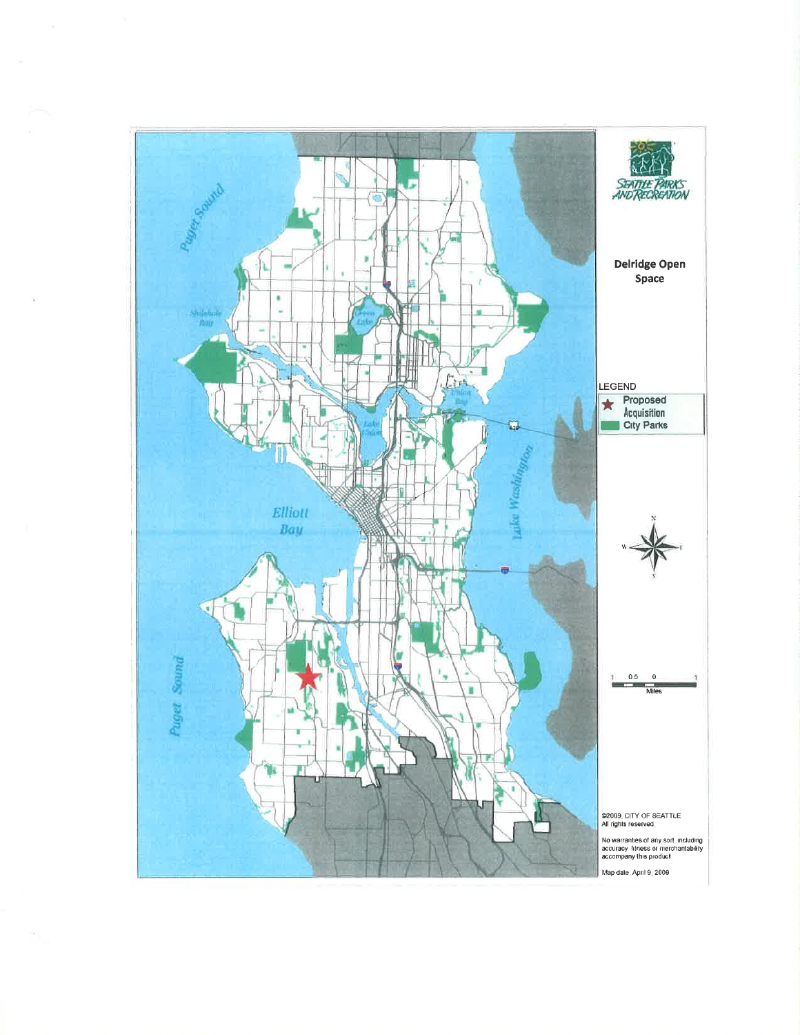SEATTLE PARKS AND RECREATION

## Delridge Open Space

LEGEND

- ★ Proposed Acquisition
- City Parks

Puget Sound

Shilshole Bay

Green Lake

Union Bay

Lake Union

Lake Washington

Elliott Bay

Puget Sound

N

W E

S

1 0.5 0 1

Miles

©2009, CITY OF SEATTLE
All rights reserved.

No warranties of any sort, including accuracy, fitness or merchantability accompany this product.

Map date: April 9, 2009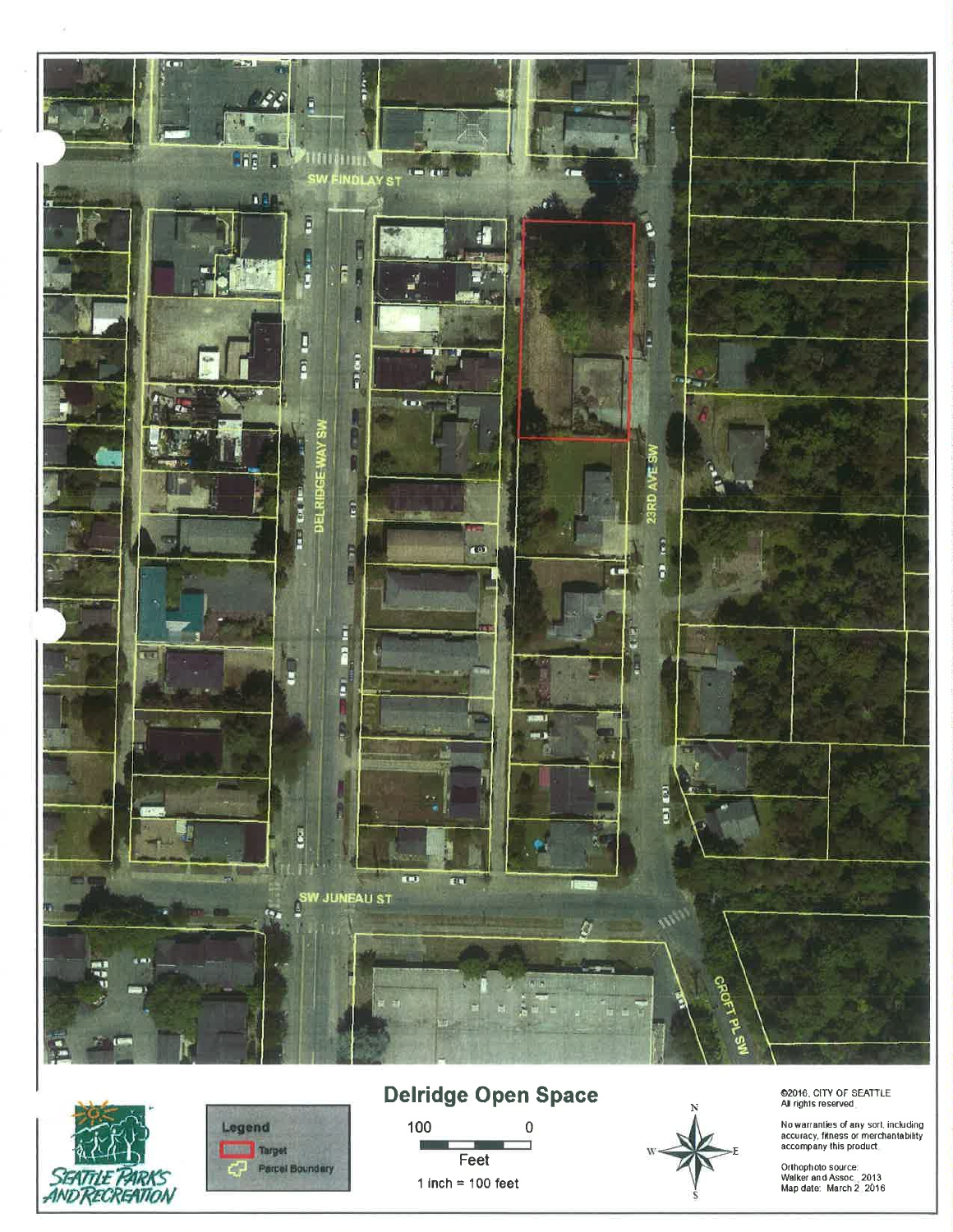SW FINDLAY ST

DELRIDGE WAY SW

23RD AVE SW

SW JUNEAU ST

CROFT PL SW

SEATTLE PARKS AND RECREATION

Legend

Target

Parcel Boundary

# Delridge Open Space

100 0

Feet

1 inch = 100 feet

N

W E

S

©2016, CITY OF SEATTLE
All rights reserved

No warranties of any sort, including accuracy, fitness or merchantability accompany this product

Orthophoto source:
Walker and Assoc., 2013
Map date: March 2 2016